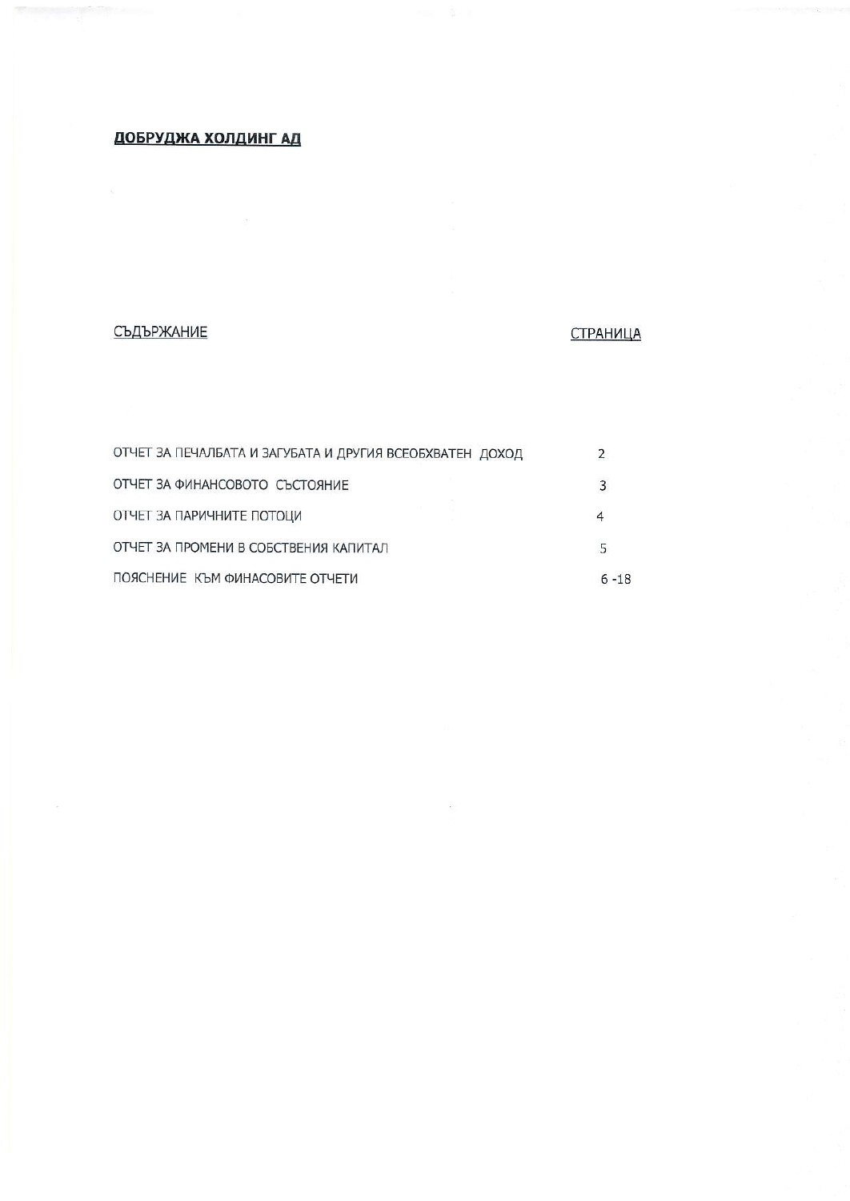**ДОБРУДЖА ХОЛДИНГ АД**

| СЪДЪРЖАНИЕ | СТРАНИЦА |
| --- | --- |
| ОТЧЕТ ЗА ПЕЧАЛБАТА И ЗАГУБАТА И ДРУГИЯ ВСЕОБХВАТЕН ДОХОД | 2 |
| ОТЧЕТ ЗА ФИНАНСОВОТО СЪСТОЯНИЕ | 3 |
| ОТЧЕТ ЗА ПАРИЧНИТЕ ПОТОЦИ | 4 |
| ОТЧЕТ ЗА ПРОМЕНИ В СОБСТВЕНИЯ КАПИТАЛ | 5 |
| ПОЯСНЕНИЕ КЪМ ФИНАСОВИТЕ ОТЧЕТИ | 6 -18 |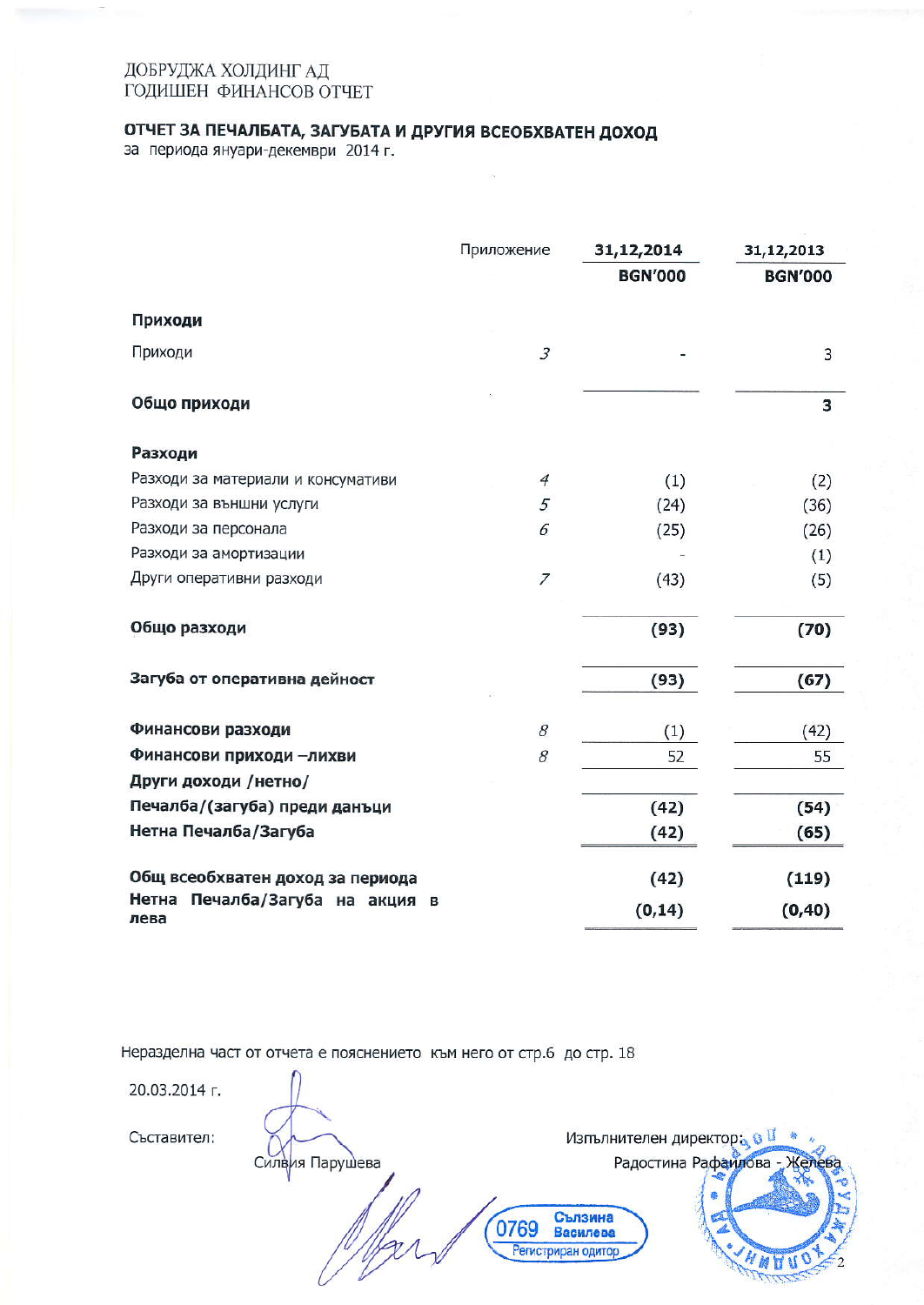ДОБРУДЖА ХОЛДИНГ АД
ГОДИШЕН ФИНАНСОВ ОТЧЕТ

## ОТЧЕТ ЗА ПЕЧАЛБАТА, ЗАГУБАТА И ДРУГИЯ ВСЕОБХВАТЕН ДОХОД

за периода януари-декември 2014 г.

| | Приложение | 31,12,2014 | 31,12,2013 |
|---|---|---|---|
| | | **BGN'000** | **BGN'000** |
| **Приходи** | | | |
| Приходи | 3 | - | 3 |
| **Общо приходи** | | | **3** |
| **Разходи** | | | |
| Разходи за материали и консумативи | 4 | (1) | (2) |
| Разходи за външни услуги | 5 | (24) | (36) |
| Разходи за персонала | 6 | (25) | (26) |
| Разходи за амортизации | | - | (1) |
| Други оперативни разходи | 7 | (43) | (5) |
| **Общо разходи** | | **(93)** | **(70)** |
| **Загуба от оперативна дейност** | | **(93)** | **(67)** |
| **Финансови разходи** | 8 | (1) | (42) |
| **Финансови приходи –лихви** | 8 | 52 | 55 |
| **Други доходи /нетно/** | | | |
| **Печалба/(загуба) преди данъци** | | **(42)** | **(54)** |
| **Нетна Печалба/Загуба** | | **(42)** | **(65)** |
| **Общ всеобхватен доход за периода** | | **(42)** | **(119)** |
| **Нетна Печалба/Загуба на акция в лева** | | **(0,14)** | **(0,40)** |

Неразделна част от отчета е пояснението към него от стр.6 до стр. 18

20.03.2014 г.

Съставител: Силвия Парушева

Изпълнителен директор: Радостина Рафаилова - Желева

0769 Сълзина Василева Регистриран одитор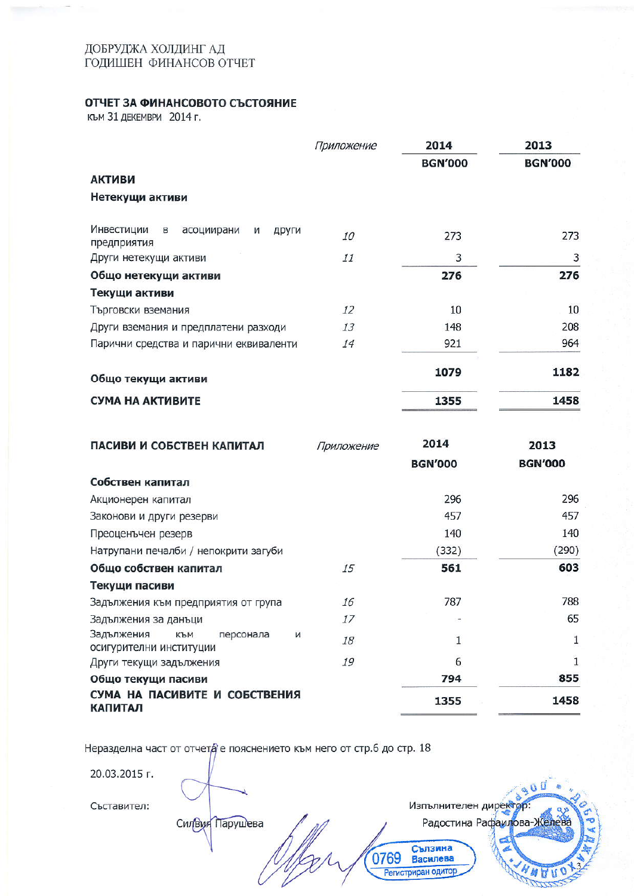ДОБРУДЖА ХОЛДИНГ АД
ГОДИШЕН ФИНАНСОВ ОТЧЕТ

## ОТЧЕТ ЗА ФИНАНСОВОТО СЪСТОЯНИЕ

към 31 декември 2014 г.

| | *Приложение* | 2014 | 2013 |
|---|---|---|---|
| | | **BGN'000** | **BGN'000** |
| **АКТИВИ** | | | |
| **Нетекущи активи** | | | |
| Инвестиции в асоциирани и други предприятия | *10* | 273 | 273 |
| Други нетекущи активи | *11* | 3 | 3 |
| **Общо нетекущи активи** | | **276** | **276** |
| **Текущи активи** | | | |
| Търговски вземания | *12* | 10 | 10 |
| Други вземания и предплатени разходи | *13* | 148 | 208 |
| Парични средства и парични еквиваленти | *14* | 921 | 964 |
| **Общо текущи активи** | | **1079** | **1182** |
| **СУМА НА АКТИВИТЕ** | | **1355** | **1458** |

| **ПАСИВИ И СОБСТВЕН КАПИТАЛ** | *Приложение* | **2014** | **2013** |
|---|---|---|---|
| | | **BGN'000** | **BGN'000** |
| **Собствен капитал** | | | |
| Акционерен капитал | | 296 | 296 |
| Законови и други резерви | | 457 | 457 |
| Преоценъчен резерв | | 140 | 140 |
| Натрупани печалби / непокрити загуби | | (332) | (290) |
| **Общо собствен капитал** | *15* | **561** | **603** |
| **Текущи пасиви** | | | |
| Задължения към предприятия от група | *16* | 787 | 788 |
| Задължения за данъци | *17* | - | 65 |
| Задължения към персонала и осигурителни институции | *18* | 1 | 1 |
| Други текущи задължения | *19* | 6 | 1 |
| **Общо текущи пасиви** | | **794** | **855** |
| **СУМА НА ПАСИВИТЕ И СОБСТВЕНИЯ КАПИТАЛ** | | **1355** | **1458** |

Неразделна част от отчета е пояснението към него от стр.6 до стр. 18

20.03.2015 г.

Съставител: Силвия Парушева

Изпълнителен директор: Радостина Рафаилова-Желева

0769 Сълзина Василева Регистриран одитор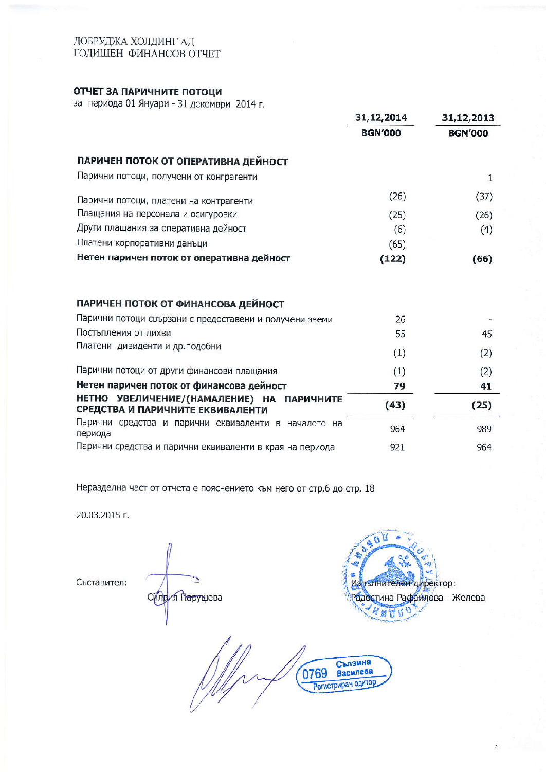ДОБРУДЖА ХОЛДИНГ АД
ГОДИШЕН ФИНАНСОВ ОТЧЕТ

## ОТЧЕТ ЗА ПАРИЧНИТЕ ПОТОЦИ
за периода 01 Януари - 31 декември 2014 г.

| | 31,12,2014 | 31,12,2013 |
|---|---|---|
| | **BGN'000** | **BGN'000** |
| **ПАРИЧЕН ПОТОК ОТ ОПЕРАТИВНА ДЕЙНОСТ** | | |
| Парични потоци, получени от контрагенти | | 1 |
| Парични потоци, платени на контрагенти | (26) | (37) |
| Плащания на персонала и осигуровки | (25) | (26) |
| Други плащания за оперативна дейност | (6) | (4) |
| Платени корпоративни данъци | (65) | |
| **Нетен паричен поток от оперативна дейност** | **(122)** | **(66)** |
| **ПАРИЧЕН ПОТОК ОТ ФИНАНСОВА ДЕЙНОСТ** | | |
| Парични потоци свързани с предоставени и получени заеми | 26 | - |
| Постъпления от лихви | 55 | 45 |
| Платени дивиденти и др.подобни | (1) | (2) |
| Парични потоци от други финансови плащания | (1) | (2) |
| **Нетен паричен поток от финансова дейност** | **79** | **41** |
| **НЕТНО УВЕЛИЧЕНИЕ/(НАМАЛЕНИЕ) НА ПАРИЧНИТЕ СРЕДСТВА И ПАРИЧНИТЕ ЕКВИВАЛЕНТИ** | **(43)** | **(25)** |
| Парични средства и парични еквиваленти в началото на периода | 964 | 989 |
| Парични средства и парични еквиваленти в края на периода | 921 | 964 |

Неразделна част от отчета е пояснението към него от стр.6 до стр. 18

20.03.2015 г.

Съставител:
Силвия Паручева

Изпълнителен директор:
Радостина Рафаилова - Желева

0769 Сълзина Василева
Регистриран одитор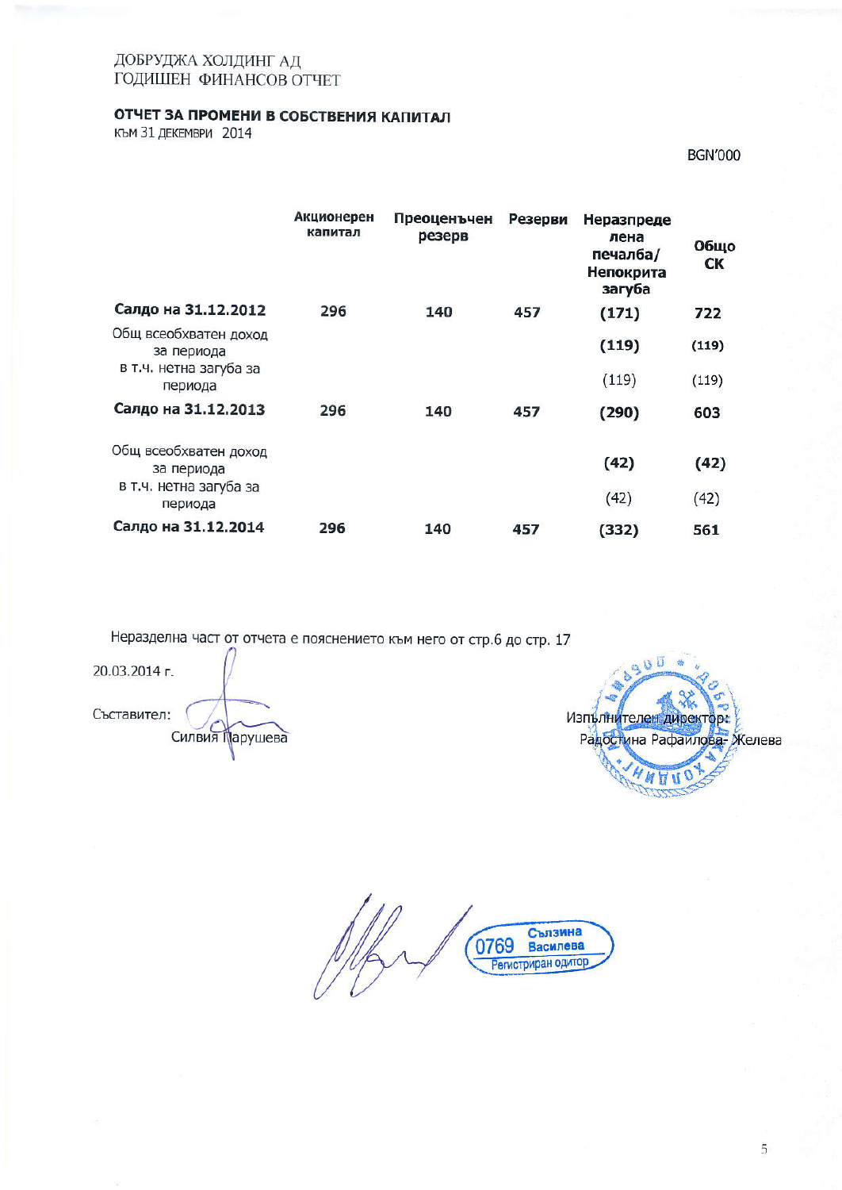ДОБРУДЖА ХОЛДИНГ АД
ГОДИШЕН ФИНАНСОВ ОТЧЕТ

## ОТЧЕТ ЗА ПРОМЕНИ В СОБСТВЕНИЯ КАПИТАЛ

към 31 декември 2014

BGN'000

| | Акционерен капитал | Преоценъчен резерв | Резерви | Неразпределена печалба/ Непокрита загуба | Общо СК |
|---|---|---|---|---|---|
| **Салдо на 31.12.2012** | **296** | **140** | **457** | **(171)** | **722** |
| Общ всеобхватен доход за периода | | | | **(119)** | **(119)** |
| в т.ч. нетна загуба за периода | | | | (119) | (119) |
| **Салдо на 31.12.2013** | **296** | **140** | **457** | **(290)** | **603** |
| Общ всеобхватен доход за периода | | | | **(42)** | **(42)** |
| в т.ч. нетна загуба за периода | | | | (42) | (42) |
| **Салдо на 31.12.2014** | **296** | **140** | **457** | **(332)** | **561** |

Неразделна част от отчета е пояснението към него от стр.6 до стр. 17

20.03.2014 г.

Съставител:
Силвия Парушева

Изпълнителен директор:
Радостина Рафаилова- Желева

0769 Сълзина Василева
Регистриран одитор